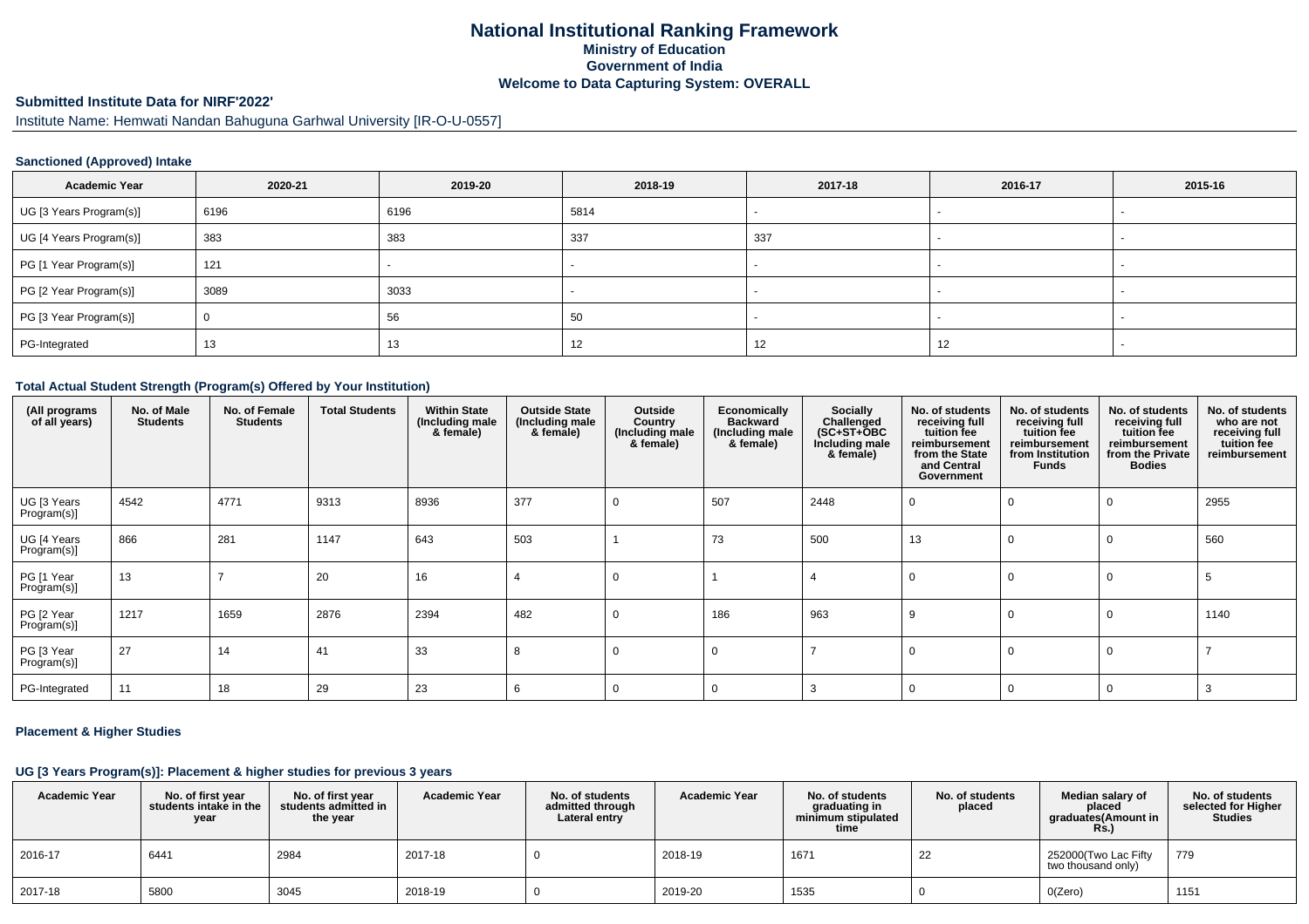# National Institutional Ranking Framework
## Ministry of Education
## Government of India
## Welcome to Data Capturing System: OVERALL

### Submitted Institute Data for NIRF'2022'

Institute Name: Hemwati Nandan Bahuguna Garhwal University [IR-O-U-0557]

#### Sanctioned (Approved) Intake

| Academic Year | 2020-21 | 2019-20 | 2018-19 | 2017-18 | 2016-17 | 2015-16 |
|---|---|---|---|---|---|---|
| UG [3 Years Program(s)] | 6196 | 6196 | 5814 | - | - | - |
| UG [4 Years Program(s)] | 383 | 383 | 337 | 337 | - | - |
| PG [1 Year Program(s)] | 121 | - | - | - | - | - |
| PG [2 Year Program(s)] | 3089 | 3033 | - | - | - | - |
| PG [3 Year Program(s)] | 0 | 56 | 50 | - | - | - |
| PG-Integrated | 13 | 13 | 12 | 12 | 12 | - |

#### Total Actual Student Strength (Program(s) Offered by Your Institution)

| (All programs of all years) | No. of Male Students | No. of Female Students | Total Students | Within State (Including male & female) | Outside State (Including male & female) | Outside Country (Including male & female) | Economically Backward (Including male & female) | Socially Challenged (SC+ST+OBC Including male & female) | No. of students receiving full tuition fee reimbursement from the State and Central Government | No. of students receiving full tuition fee reimbursement from Institution Funds | No. of students receiving full tuition fee reimbursement from the Private Bodies | No. of students who are not receiving full tuition fee reimbursement |
|---|---|---|---|---|---|---|---|---|---|---|---|---|
| UG [3 Years Program(s)] | 4542 | 4771 | 9313 | 8936 | 377 | 0 | 507 | 2448 | 0 | 0 | 0 | 2955 |
| UG [4 Years Program(s)] | 866 | 281 | 1147 | 643 | 503 | 1 | 73 | 500 | 13 | 0 | 0 | 560 |
| PG [1 Year Program(s)] | 13 | 7 | 20 | 16 | 4 | 0 | 1 | 4 | 0 | 0 | 0 | 5 |
| PG [2 Year Program(s)] | 1217 | 1659 | 2876 | 2394 | 482 | 0 | 186 | 963 | 9 | 0 | 0 | 1140 |
| PG [3 Year Program(s)] | 27 | 14 | 41 | 33 | 8 | 0 | 0 | 7 | 0 | 0 | 0 | 7 |
| PG-Integrated | 11 | 18 | 29 | 23 | 6 | 0 | 0 | 3 | 0 | 0 | 0 | 3 |

#### Placement & Higher Studies

#### UG [3 Years Program(s)]: Placement & higher studies for previous 3 years

| Academic Year | No. of first year students intake in the year | No. of first year students admitted in the year | Academic Year | No. of students admitted through Lateral entry | Academic Year | No. of students graduating in minimum stipulated time | No. of students placed | Median salary of placed graduates(Amount in Rs.) | No. of students selected for Higher Studies |
|---|---|---|---|---|---|---|---|---|---|
| 2016-17 | 6441 | 2984 | 2017-18 | 0 | 2018-19 | 1671 | 22 | 252000(Two Lac Fifty two thousand only) | 779 |
| 2017-18 | 5800 | 3045 | 2018-19 | 0 | 2019-20 | 1535 | 0 | 0(Zero) | 1151 |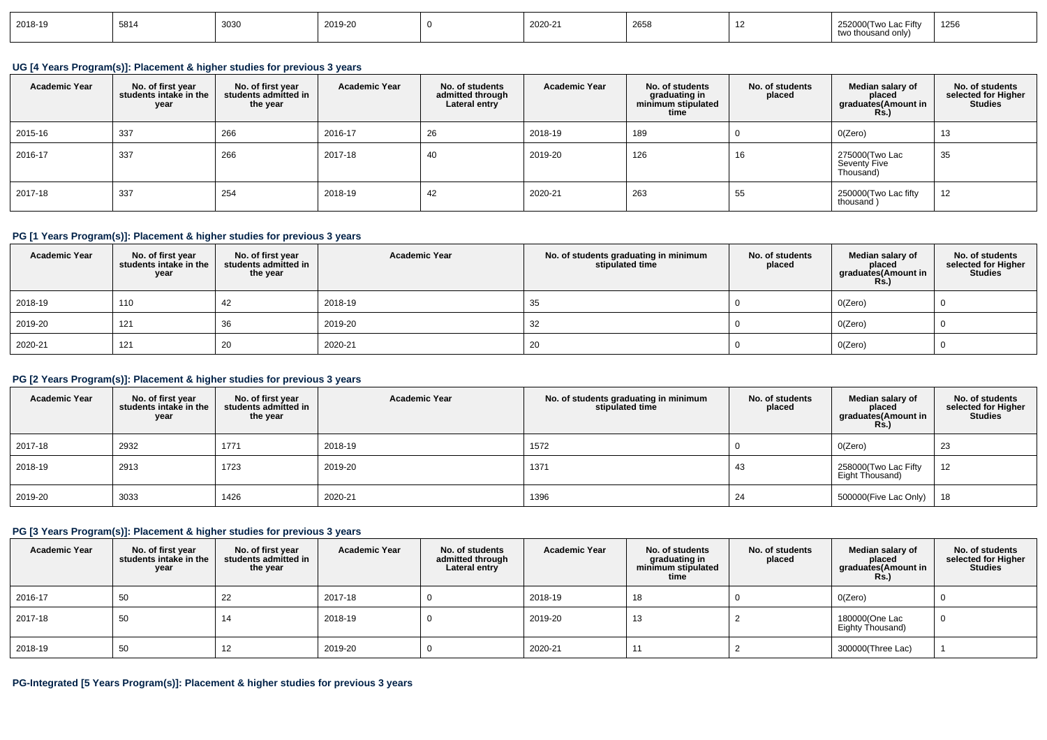| 2018-19 | 5814 | 3030 | 2019-20 | 0 | 2020-21 | 2658 | 12 | 252000(Two Lac Fifty two thousand only) | 1256 |
|---|---|---|---|---|---|---|---|---|---|

### UG [4 Years Program(s)]: Placement & higher studies for previous 3 years

| Academic Year | No. of first year students intake in the year | No. of first year students admitted in the year | Academic Year | No. of students admitted through Lateral entry | Academic Year | No. of students graduating in minimum stipulated time | No. of students placed | Median salary of placed graduates(Amount in Rs.) | No. of students selected for Higher Studies |
|---|---|---|---|---|---|---|---|---|---|
| 2015-16 | 337 | 266 | 2016-17 | 26 | 2018-19 | 189 | 0 | 0(Zero) | 13 |
| 2016-17 | 337 | 266 | 2017-18 | 40 | 2019-20 | 126 | 16 | 275000(Two Lac Seventy Five Thousand) | 35 |
| 2017-18 | 337 | 254 | 2018-19 | 42 | 2020-21 | 263 | 55 | 250000(Two Lac fifty thousand ) | 12 |

### PG [1 Years Program(s)]: Placement & higher studies for previous 3 years

| Academic Year | No. of first year students intake in the year | No. of first year students admitted in the year | Academic Year | No. of students graduating in minimum stipulated time | No. of students placed | Median salary of placed graduates(Amount in Rs.) | No. of students selected for Higher Studies |
|---|---|---|---|---|---|---|---|
| 2018-19 | 110 | 42 | 2018-19 | 35 | 0 | 0(Zero) | 0 |
| 2019-20 | 121 | 36 | 2019-20 | 32 | 0 | 0(Zero) | 0 |
| 2020-21 | 121 | 20 | 2020-21 | 20 | 0 | 0(Zero) | 0 |

### PG [2 Years Program(s)]: Placement & higher studies for previous 3 years

| Academic Year | No. of first year students intake in the year | No. of first year students admitted in the year | Academic Year | No. of students graduating in minimum stipulated time | No. of students placed | Median salary of placed graduates(Amount in Rs.) | No. of students selected for Higher Studies |
|---|---|---|---|---|---|---|---|
| 2017-18 | 2932 | 1771 | 2018-19 | 1572 | 0 | 0(Zero) | 23 |
| 2018-19 | 2913 | 1723 | 2019-20 | 1371 | 43 | 258000(Two Lac Fifty Eight Thousand) | 12 |
| 2019-20 | 3033 | 1426 | 2020-21 | 1396 | 24 | 500000(Five Lac Only) | 18 |

### PG [3 Years Program(s)]: Placement & higher studies for previous 3 years

| Academic Year | No. of first year students intake in the year | No. of first year students admitted in the year | Academic Year | No. of students admitted through Lateral entry | Academic Year | No. of students graduating in minimum stipulated time | No. of students placed | Median salary of placed graduates(Amount in Rs.) | No. of students selected for Higher Studies |
|---|---|---|---|---|---|---|---|---|---|
| 2016-17 | 50 | 22 | 2017-18 | 0 | 2018-19 | 18 | 0 | 0(Zero) | 0 |
| 2017-18 | 50 | 14 | 2018-19 | 0 | 2019-20 | 13 | 2 | 180000(One Lac Eighty Thousand) | 0 |
| 2018-19 | 50 | 12 | 2019-20 | 0 | 2020-21 | 11 | 2 | 300000(Three Lac) | 1 |

### PG-Integrated [5 Years Program(s)]: Placement & higher studies for previous 3 years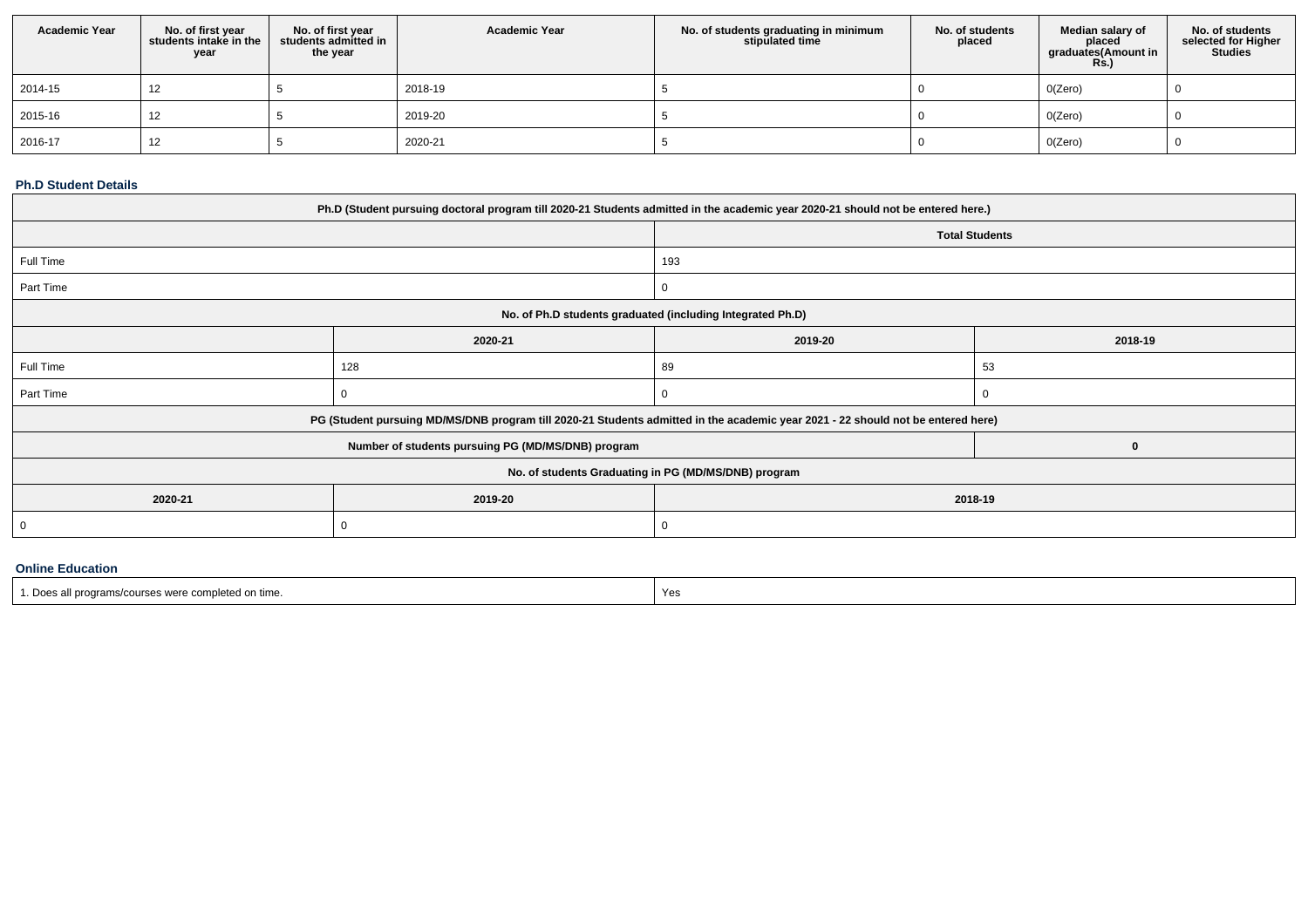| Academic Year | No. of first year students intake in the year | No. of first year students admitted in the year | Academic Year | No. of students graduating in minimum stipulated time | No. of students placed | Median salary of placed graduates(Amount in Rs.) | No. of students selected for Higher Studies |
|---|---|---|---|---|---|---|---|
| 2014-15 | 12 | 5 | 2018-19 | 5 | 0 | 0(Zero) | 0 |
| 2015-16 | 12 | 5 | 2019-20 | 5 | 0 | 0(Zero) | 0 |
| 2016-17 | 12 | 5 | 2020-21 | 5 | 0 | 0(Zero) | 0 |

### Ph.D Student Details

| Ph.D (Student pursuing doctoral program till 2020-21 Students admitted in the academic year 2020-21 should not be entered here.) | | | |
|---|---|---|---|
| | | Total Students | |
| Full Time | | 193 | |
| Part Time | | 0 | |
| No. of Ph.D students graduated (including Integrated Ph.D) | | | |
| | 2020-21 | 2019-20 | 2018-19 |
| Full Time | 128 | 89 | 53 |
| Part Time | 0 | 0 | 0 |
| PG (Student pursuing MD/MS/DNB program till 2020-21 Students admitted in the academic year 2021 - 22 should not be entered here) | | | |
| Number of students pursuing PG (MD/MS/DNB) program | | | 0 |
| No. of students Graduating in PG (MD/MS/DNB) program | | | |
| 2020-21 | 2019-20 | 2018-19 | |
| 0 | 0 | 0 | |

### Online Education

| 1. Does all programs/courses were completed on time. | Yes |
|---|---|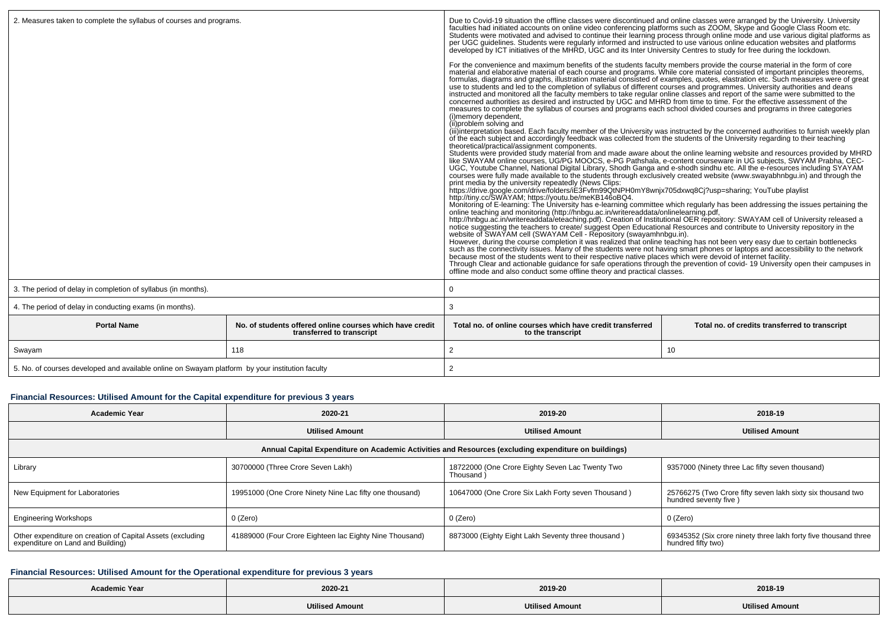| 2. Measures taken to complete the syllabus of courses and programs. | | Due to Covid-19 situation the offline classes were discontinued and online classes were arranged by the University. University faculties had initiated accounts on online video conferencing platforms such as ZOOM, Skype and Google Class Room etc. Students were motivated and advised to continue their learning process through online mode and use various digital platforms as per UGC guidelines. Students were regularly informed and instructed to use various online education websites and platforms developed by ICT initiatives of the MHRD, UGC and its Inter University Centres to study for free during the lockdown.<br><br>For the convenience and maximum benefits of the students faculty members provide the course material in the form of core material and elaborative material of each course and programs. While core material consisted of important principles theorems, formulas, diagrams and graphs, illustration material consisted of examples, quotes, elastration etc. Such measures were of great use to students and led to the completion of syllabus of different courses and programmes. University authorities and deans instructed and monitored all the faculty members to take regular online classes and report of the same were submitted to the concerned authorities as desired and instructed by UGC and MHRD from time to time. For the effective assessment of the measures to complete the syllabus of courses and programs each school divided courses and programs in three categories (i)memory dependent,<br>(ii)problem solving and<br>(iii)interpretation based. Each faculty member of the University was instructed by the concerned authorities to furnish weekly plan of the each subject and accordingly feedback was collected from the students of the University regarding to their teaching theoretical/practical/assignment components.<br>Students were provided study material from and made aware about the online learning website and resources provided by MHRD like SWAYAM online courses, UG/PG MOOCS, e-PG Pathshala, e-content courseware in UG subjects, SWYAM Prabha, CEC-UGC, Youtube Channel, National Digital Library, Shodh Ganga and e-shodh sindhu etc. All the e-resources including SYAYAM courses were fully made available to the students through exclusively created website (www.swayabhnbgu.in) and through the print media by the university repeatedly (News Clips:<br>https://drive.google.com/drive/folders/iE3Fvfm99QtNPH0mY8wnjx705dxwq8Cj?usp=sharing; YouTube playlist http://tiny.cc/SWAYAM; https://youtu.be/meKB146oBQ4.<br>Monitoring of E-learning: The University has e-learning committee which regularly has been addressing the issues pertaining the online teaching and monitoring (http://hnbgu.ac.in/writereaddata/onlinelearning.pdf,<br>http://hnbgu.ac.in/writereaddata/eteaching.pdf). Creation of Institutional OER repository: SWAYAM cell of University released a notice suggesting the teachers to create/ suggest Open Educational Resources and contribute to University repository in the website of SWAYAM cell (SWAYAM Cell - Repository (swayamhnbgu.in).<br>However, during the course completion it was realized that online teaching has not been very easy due to certain bottlenecks such as the connectivity issues. Many of the students were not having smart phones or laptops and accessibility to the network because most of the students went to their respective native places which were devoid of internet facility.<br>Through Clear and actionable guidance for safe operations through the prevention of covid- 19 University open their campuses in offline mode and also conduct some offline theory and practical classes. | |
|---|---|---|---|
| 3. The period of delay in completion of syllabus (in months). | | 0 | |
| 4. The period of delay in conducting exams (in months). | | 3 | |
| **Portal Name** | **No. of students offered online courses which have credit transferred to transcript** | **Total no. of online courses which have credit transferred to the transcript** | **Total no. of credits transferred to transcript** |
| Swayam | 118 | 2 | 10 |
| 5. No. of courses developed and available online on Swayam platform by your institution faculty | | 2 | |

### Financial Resources: Utilised Amount for the Capital expenditure for previous 3 years

| Academic Year | 2020-21 | 2019-20 | 2018-19 |
|---|---|---|---|
| | **Utilised Amount** | **Utilised Amount** | **Utilised Amount** |
| **Annual Capital Expenditure on Academic Activities and Resources (excluding expenditure on buildings)** | | | |
| Library | 30700000 (Three Crore Seven Lakh) | 18722000 (One Crore Eighty Seven Lac Twenty Two Thousand ) | 9357000 (Ninety three Lac fifty seven thousand) |
| New Equipment for Laboratories | 19951000 (One Crore Ninety Nine Lac fifty one thousand) | 10647000 (One Crore Six Lakh Forty seven Thousand ) | 25766275 (Two Crore fifty seven lakh sixty six thousand two hundred seventy five ) |
| Engineering Workshops | 0 (Zero) | 0 (Zero) | 0 (Zero) |
| Other expenditure on creation of Capital Assets (excluding expenditure on Land and Building) | 41889000 (Four Crore Eighteen lac Eighty Nine Thousand) | 8873000 (Eighty Eight Lakh Seventy three thousand ) | 69345352 (Six crore ninety three lakh forty five thousand three hundred fifty two) |

### Financial Resources: Utilised Amount for the Operational expenditure for previous 3 years

| Academic Year | 2020-21 | 2019-20 | 2018-19 |
|---|---|---|---|
| | **Utilised Amount** | **Utilised Amount** | **Utilised Amount** |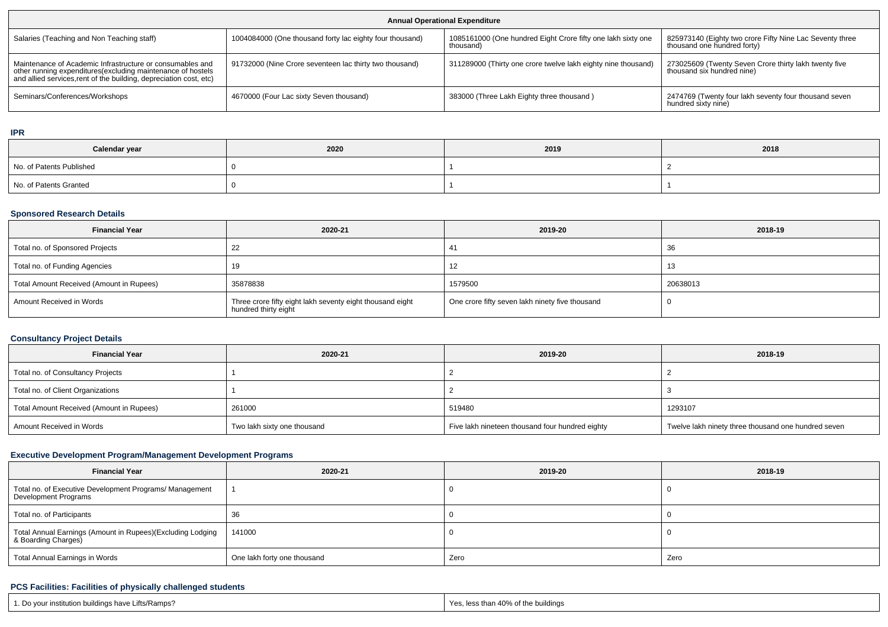| Annual Operational Expenditure | | | |
|---|---|---|---|
| Salaries (Teaching and Non Teaching staff) | 1004084000 (One thousand forty lac eighty four thousand) | 1085161000 (One hundred Eight Crore fifty one lakh sixty one thousand) | 825973140 (Eighty two crore Fifty Nine Lac Seventy three thousand one hundred forty) |
| Maintenance of Academic Infrastructure or consumables and other running expenditures(excluding maintenance of hostels and allied services,rent of the building, depreciation cost, etc) | 91732000 (Nine Crore seventeen lac thirty two thousand) | 311289000 (Thirty one crore twelve lakh eighty nine thousand) | 273025609 (Twenty Seven Crore thirty lakh twenty five thousand six hundred nine) |
| Seminars/Conferences/Workshops | 4670000 (Four Lac sixty Seven thousand) | 383000 (Three Lakh Eighty three thousand ) | 2474769 (Twenty four lakh seventy four thousand seven hundred sixty nine) |

## IPR

| Calendar year | 2020 | 2019 | 2018 |
|---|---|---|---|
| No. of Patents Published | 0 | 1 | 2 |
| No. of Patents Granted | 0 | 1 | 1 |

## Sponsored Research Details

| Financial Year | 2020-21 | 2019-20 | 2018-19 |
|---|---|---|---|
| Total no. of Sponsored Projects | 22 | 41 | 36 |
| Total no. of Funding Agencies | 19 | 12 | 13 |
| Total Amount Received (Amount in Rupees) | 35878838 | 1579500 | 20638013 |
| Amount Received in Words | Three crore fifty eight lakh seventy eight thousand eight hundred thirty eight | One crore fifty seven lakh ninety five thousand | 0 |

## Consultancy Project Details

| Financial Year | 2020-21 | 2019-20 | 2018-19 |
|---|---|---|---|
| Total no. of Consultancy Projects | 1 | 2 | 2 |
| Total no. of Client Organizations | 1 | 2 | 3 |
| Total Amount Received (Amount in Rupees) | 261000 | 519480 | 1293107 |
| Amount Received in Words | Two lakh sixty one thousand | Five lakh nineteen thousand four hundred eighty | Twelve lakh ninety three thousand one hundred seven |

## Executive Development Program/Management Development Programs

| Financial Year | 2020-21 | 2019-20 | 2018-19 |
|---|---|---|---|
| Total no. of Executive Development Programs/ Management Development Programs | 1 | 0 | 0 |
| Total no. of Participants | 36 | 0 | 0 |
| Total Annual Earnings (Amount in Rupees)(Excluding Lodging & Boarding Charges) | 141000 | 0 | 0 |
| Total Annual Earnings in Words | One lakh forty one thousand | Zero | Zero |

## PCS Facilities: Facilities of physically challenged students

| | |
|---|---|
| 1. Do your institution buildings have Lifts/Ramps? | Yes, less than 40% of the buildings |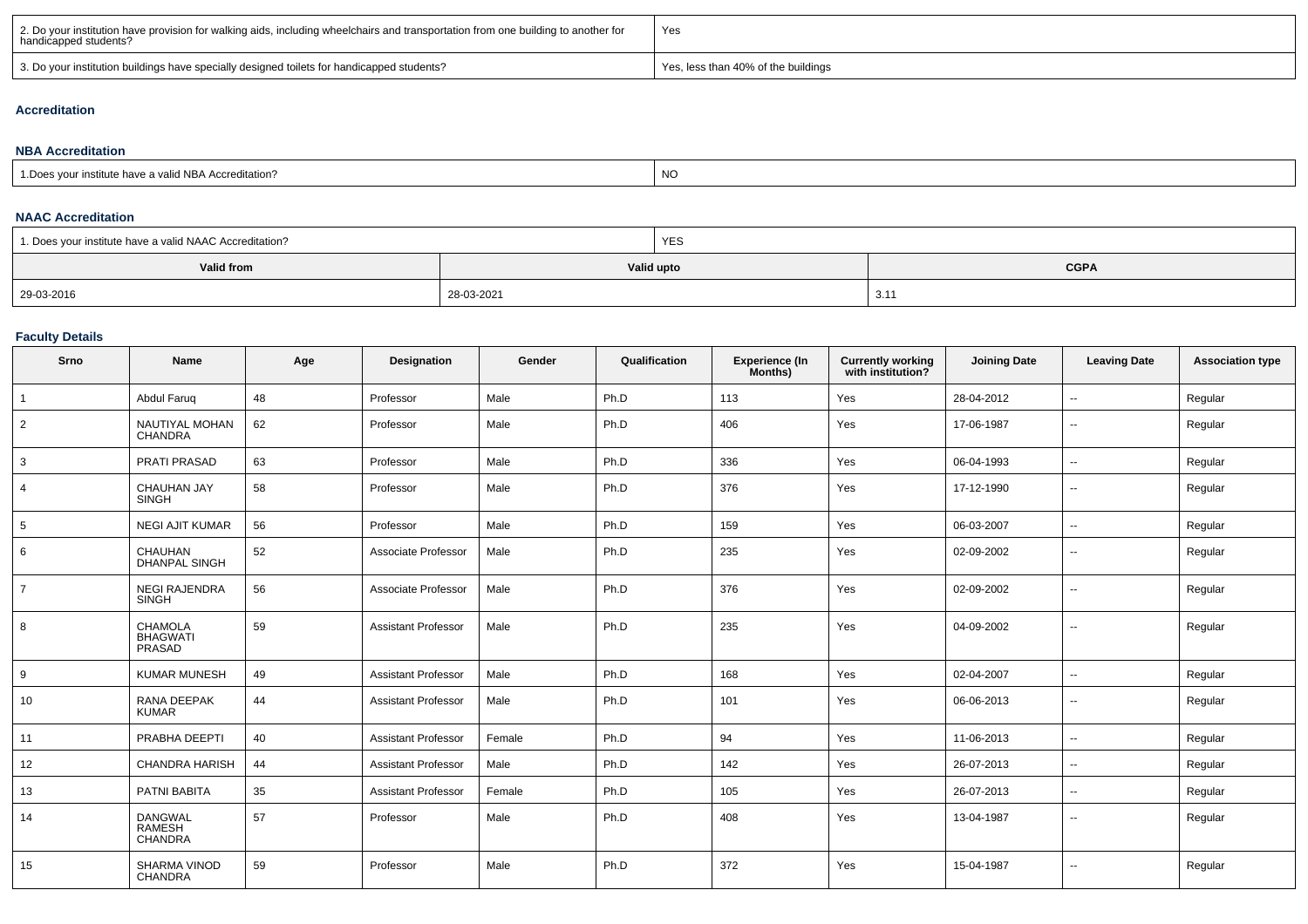| 2. Do your institution have provision for walking aids, including wheelchairs and transportation from one building to another for handicapped students? | Yes |
|---|---|
| 3. Do your institution buildings have specially designed toilets for handicapped students? | Yes, less than 40% of the buildings |

### Accreditation

#### NBA Accreditation

| 1.Does your institute have a valid NBA Accreditation? | NO |
|---|---|

#### NAAC Accreditation

| 1. Does your institute have a valid NAAC Accreditation? | YES | |
|---|---|---|
| **Valid from** | **Valid upto** | **CGPA** |
| 29-03-2016 | 28-03-2021 | 3.11 |

### Faculty Details

| Srno | Name | Age | Designation | Gender | Qualification | Experience (In Months) | Currently working with institution? | Joining Date | Leaving Date | Association type |
|---|---|---|---|---|---|---|---|---|---|---|
| 1 | Abdul Faruq | 48 | Professor | Male | Ph.D | 113 | Yes | 28-04-2012 | -- | Regular |
| 2 | NAUTIYAL MOHAN CHANDRA | 62 | Professor | Male | Ph.D | 406 | Yes | 17-06-1987 | -- | Regular |
| 3 | PRATI PRASAD | 63 | Professor | Male | Ph.D | 336 | Yes | 06-04-1993 | -- | Regular |
| 4 | CHAUHAN JAY SINGH | 58 | Professor | Male | Ph.D | 376 | Yes | 17-12-1990 | -- | Regular |
| 5 | NEGI AJIT KUMAR | 56 | Professor | Male | Ph.D | 159 | Yes | 06-03-2007 | -- | Regular |
| 6 | CHAUHAN DHANPAL SINGH | 52 | Associate Professor | Male | Ph.D | 235 | Yes | 02-09-2002 | -- | Regular |
| 7 | NEGI RAJENDRA SINGH | 56 | Associate Professor | Male | Ph.D | 376 | Yes | 02-09-2002 | -- | Regular |
| 8 | CHAMOLA BHAGWATI PRASAD | 59 | Assistant Professor | Male | Ph.D | 235 | Yes | 04-09-2002 | -- | Regular |
| 9 | KUMAR MUNESH | 49 | Assistant Professor | Male | Ph.D | 168 | Yes | 02-04-2007 | -- | Regular |
| 10 | RANA DEEPAK KUMAR | 44 | Assistant Professor | Male | Ph.D | 101 | Yes | 06-06-2013 | -- | Regular |
| 11 | PRABHA DEEPTI | 40 | Assistant Professor | Female | Ph.D | 94 | Yes | 11-06-2013 | -- | Regular |
| 12 | CHANDRA HARISH | 44 | Assistant Professor | Male | Ph.D | 142 | Yes | 26-07-2013 | -- | Regular |
| 13 | PATNI BABITA | 35 | Assistant Professor | Female | Ph.D | 105 | Yes | 26-07-2013 | -- | Regular |
| 14 | DANGWAL RAMESH CHANDRA | 57 | Professor | Male | Ph.D | 408 | Yes | 13-04-1987 | -- | Regular |
| 15 | SHARMA VINOD CHANDRA | 59 | Professor | Male | Ph.D | 372 | Yes | 15-04-1987 | -- | Regular |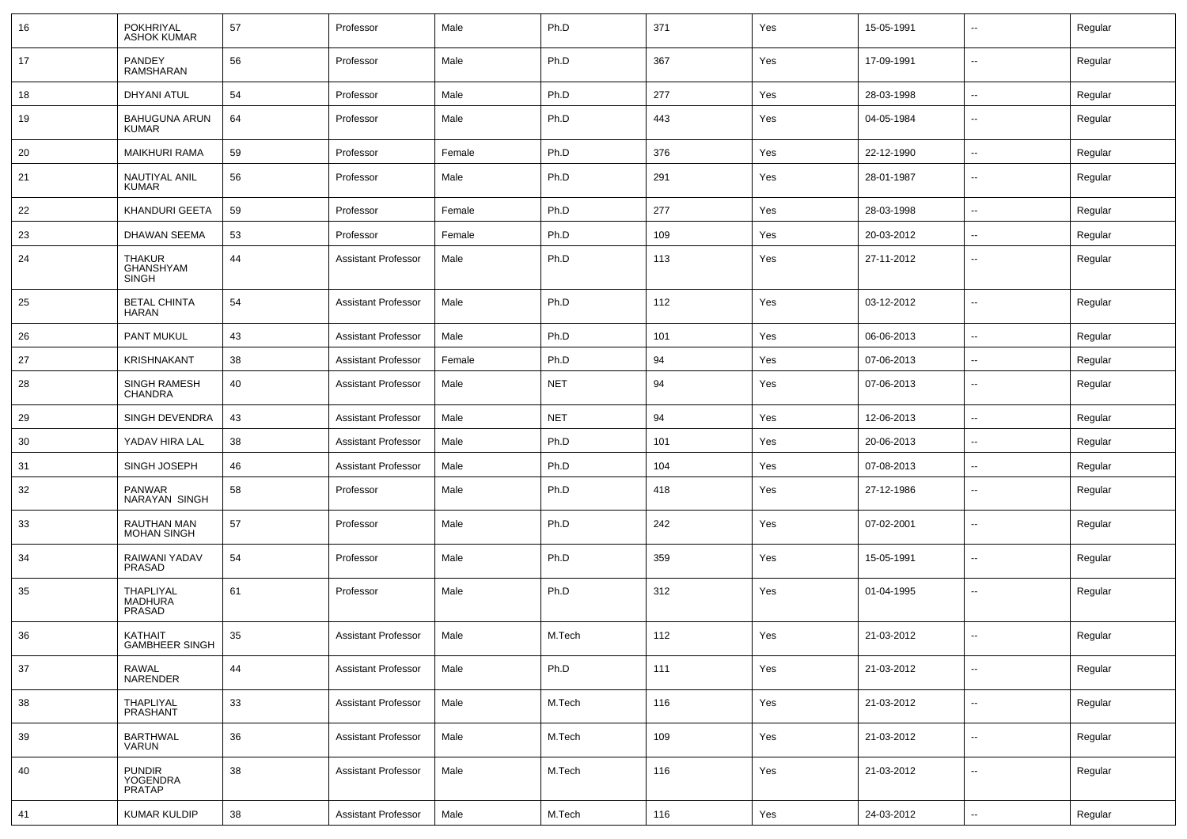| | | | | | | | | | | |
|---|---|---|---|---|---|---|---|---|---|---|
| 16 | POKHRIYAL ASHOK KUMAR | 57 | Professor | Male | Ph.D | 371 | Yes | 15-05-1991 | -- | Regular |
| 17 | PANDEY RAMSHARAN | 56 | Professor | Male | Ph.D | 367 | Yes | 17-09-1991 | -- | Regular |
| 18 | DHYANI ATUL | 54 | Professor | Male | Ph.D | 277 | Yes | 28-03-1998 | -- | Regular |
| 19 | BAHUGUNA ARUN KUMAR | 64 | Professor | Male | Ph.D | 443 | Yes | 04-05-1984 | -- | Regular |
| 20 | MAIKHURI RAMA | 59 | Professor | Female | Ph.D | 376 | Yes | 22-12-1990 | -- | Regular |
| 21 | NAUTIYAL ANIL KUMAR | 56 | Professor | Male | Ph.D | 291 | Yes | 28-01-1987 | -- | Regular |
| 22 | KHANDURI GEETA | 59 | Professor | Female | Ph.D | 277 | Yes | 28-03-1998 | -- | Regular |
| 23 | DHAWAN SEEMA | 53 | Professor | Female | Ph.D | 109 | Yes | 20-03-2012 | -- | Regular |
| 24 | THAKUR GHANSHYAM SINGH | 44 | Assistant Professor | Male | Ph.D | 113 | Yes | 27-11-2012 | -- | Regular |
| 25 | BETAL CHINTA HARAN | 54 | Assistant Professor | Male | Ph.D | 112 | Yes | 03-12-2012 | -- | Regular |
| 26 | PANT MUKUL | 43 | Assistant Professor | Male | Ph.D | 101 | Yes | 06-06-2013 | -- | Regular |
| 27 | KRISHNAKANT | 38 | Assistant Professor | Female | Ph.D | 94 | Yes | 07-06-2013 | -- | Regular |
| 28 | SINGH RAMESH CHANDRA | 40 | Assistant Professor | Male | NET | 94 | Yes | 07-06-2013 | -- | Regular |
| 29 | SINGH DEVENDRA | 43 | Assistant Professor | Male | NET | 94 | Yes | 12-06-2013 | -- | Regular |
| 30 | YADAV HIRA LAL | 38 | Assistant Professor | Male | Ph.D | 101 | Yes | 20-06-2013 | -- | Regular |
| 31 | SINGH JOSEPH | 46 | Assistant Professor | Male | Ph.D | 104 | Yes | 07-08-2013 | -- | Regular |
| 32 | PANWAR NARAYAN SINGH | 58 | Professor | Male | Ph.D | 418 | Yes | 27-12-1986 | -- | Regular |
| 33 | RAUTHAN MAN MOHAN SINGH | 57 | Professor | Male | Ph.D | 242 | Yes | 07-02-2001 | -- | Regular |
| 34 | RAIWANI YADAV PRASAD | 54 | Professor | Male | Ph.D | 359 | Yes | 15-05-1991 | -- | Regular |
| 35 | THAPLIYAL MADHURA PRASAD | 61 | Professor | Male | Ph.D | 312 | Yes | 01-04-1995 | -- | Regular |
| 36 | KATHAIT GAMBHEER SINGH | 35 | Assistant Professor | Male | M.Tech | 112 | Yes | 21-03-2012 | -- | Regular |
| 37 | RAWAL NARENDER | 44 | Assistant Professor | Male | Ph.D | 111 | Yes | 21-03-2012 | -- | Regular |
| 38 | THAPLIYAL PRASHANT | 33 | Assistant Professor | Male | M.Tech | 116 | Yes | 21-03-2012 | -- | Regular |
| 39 | BARTHWAL VARUN | 36 | Assistant Professor | Male | M.Tech | 109 | Yes | 21-03-2012 | -- | Regular |
| 40 | PUNDIR YOGENDRA PRATAP | 38 | Assistant Professor | Male | M.Tech | 116 | Yes | 21-03-2012 | -- | Regular |
| 41 | KUMAR KULDIP | 38 | Assistant Professor | Male | M.Tech | 116 | Yes | 24-03-2012 | -- | Regular |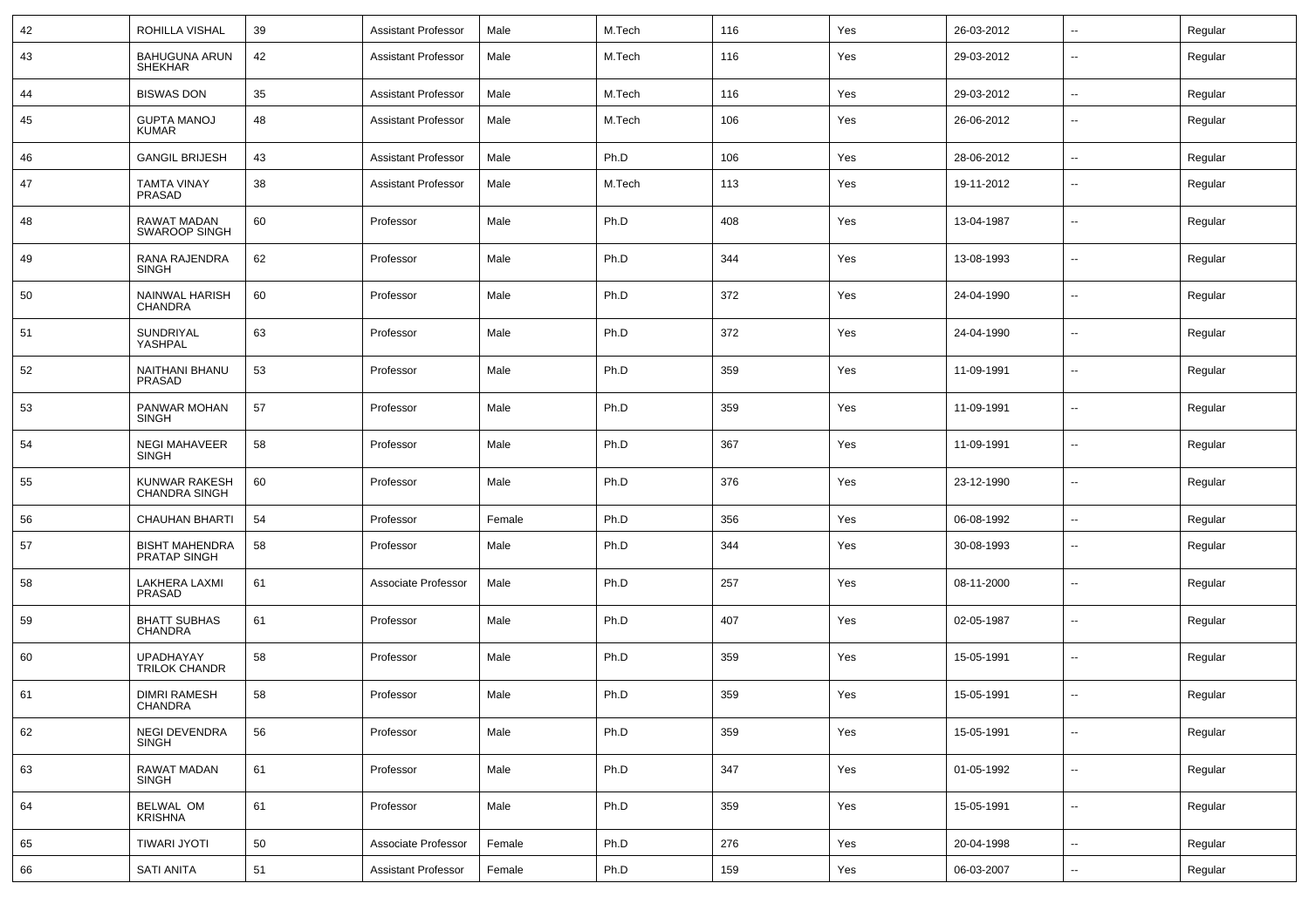| 42 | ROHILLA VISHAL | 39 | Assistant Professor | Male | M.Tech | 116 | Yes | 26-03-2012 | -- | Regular |
|---|---|---|---|---|---|---|---|---|---|---|
| 43 | BAHUGUNA ARUN SHEKHAR | 42 | Assistant Professor | Male | M.Tech | 116 | Yes | 29-03-2012 | -- | Regular |
| 44 | BISWAS DON | 35 | Assistant Professor | Male | M.Tech | 116 | Yes | 29-03-2012 | -- | Regular |
| 45 | GUPTA MANOJ KUMAR | 48 | Assistant Professor | Male | M.Tech | 106 | Yes | 26-06-2012 | -- | Regular |
| 46 | GANGIL BRIJESH | 43 | Assistant Professor | Male | Ph.D | 106 | Yes | 28-06-2012 | -- | Regular |
| 47 | TAMTA VINAY PRASAD | 38 | Assistant Professor | Male | M.Tech | 113 | Yes | 19-11-2012 | -- | Regular |
| 48 | RAWAT MADAN SWAROOP SINGH | 60 | Professor | Male | Ph.D | 408 | Yes | 13-04-1987 | -- | Regular |
| 49 | RANA RAJENDRA SINGH | 62 | Professor | Male | Ph.D | 344 | Yes | 13-08-1993 | -- | Regular |
| 50 | NAINWAL HARISH CHANDRA | 60 | Professor | Male | Ph.D | 372 | Yes | 24-04-1990 | -- | Regular |
| 51 | SUNDRIYAL YASHPAL | 63 | Professor | Male | Ph.D | 372 | Yes | 24-04-1990 | -- | Regular |
| 52 | NAITHANI BHANU PRASAD | 53 | Professor | Male | Ph.D | 359 | Yes | 11-09-1991 | -- | Regular |
| 53 | PANWAR MOHAN SINGH | 57 | Professor | Male | Ph.D | 359 | Yes | 11-09-1991 | -- | Regular |
| 54 | NEGI MAHAVEER SINGH | 58 | Professor | Male | Ph.D | 367 | Yes | 11-09-1991 | -- | Regular |
| 55 | KUNWAR RAKESH CHANDRA SINGH | 60 | Professor | Male | Ph.D | 376 | Yes | 23-12-1990 | -- | Regular |
| 56 | CHAUHAN BHARTI | 54 | Professor | Female | Ph.D | 356 | Yes | 06-08-1992 | -- | Regular |
| 57 | BISHT MAHENDRA PRATAP SINGH | 58 | Professor | Male | Ph.D | 344 | Yes | 30-08-1993 | -- | Regular |
| 58 | LAKHERA LAXMI PRASAD | 61 | Associate Professor | Male | Ph.D | 257 | Yes | 08-11-2000 | -- | Regular |
| 59 | BHATT SUBHAS CHANDRA | 61 | Professor | Male | Ph.D | 407 | Yes | 02-05-1987 | -- | Regular |
| 60 | UPADHAYAY TRILOK CHANDR | 58 | Professor | Male | Ph.D | 359 | Yes | 15-05-1991 | -- | Regular |
| 61 | DIMRI RAMESH CHANDRA | 58 | Professor | Male | Ph.D | 359 | Yes | 15-05-1991 | -- | Regular |
| 62 | NEGI DEVENDRA SINGH | 56 | Professor | Male | Ph.D | 359 | Yes | 15-05-1991 | -- | Regular |
| 63 | RAWAT MADAN SINGH | 61 | Professor | Male | Ph.D | 347 | Yes | 01-05-1992 | -- | Regular |
| 64 | BELWAL OM KRISHNA | 61 | Professor | Male | Ph.D | 359 | Yes | 15-05-1991 | -- | Regular |
| 65 | TIWARI JYOTI | 50 | Associate Professor | Female | Ph.D | 276 | Yes | 20-04-1998 | -- | Regular |
| 66 | SATI ANITA | 51 | Assistant Professor | Female | Ph.D | 159 | Yes | 06-03-2007 | -- | Regular |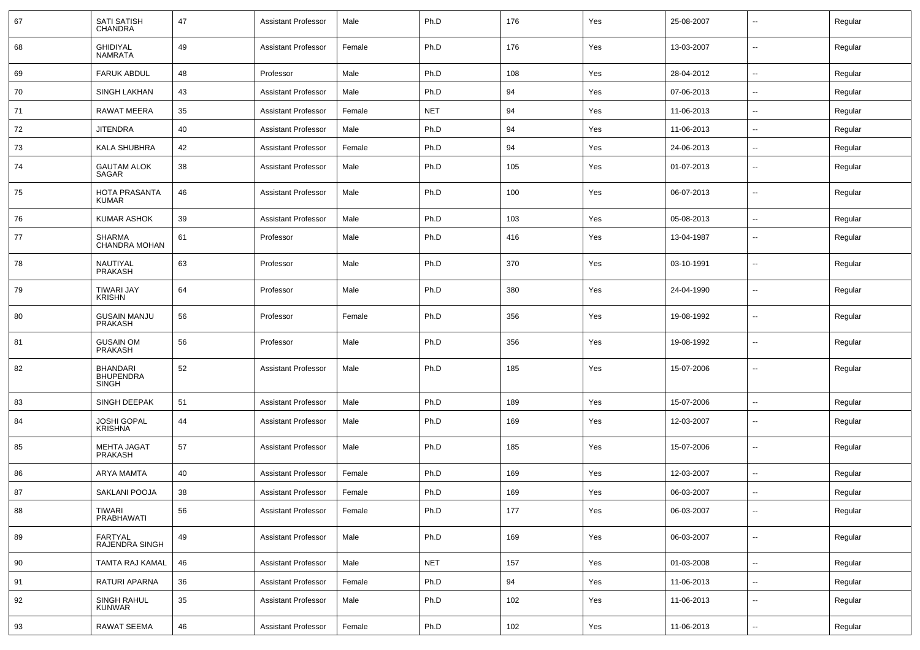| 67 | SATI SATISH CHANDRA | 47 | Assistant Professor | Male | Ph.D | 176 | Yes | 25-08-2007 | -- | Regular |
|---|---|---|---|---|---|---|---|---|---|---|
| 68 | GHIDIYAL NAMRATA | 49 | Assistant Professor | Female | Ph.D | 176 | Yes | 13-03-2007 | -- | Regular |
| 69 | FARUK ABDUL | 48 | Professor | Male | Ph.D | 108 | Yes | 28-04-2012 | -- | Regular |
| 70 | SINGH LAKHAN | 43 | Assistant Professor | Male | Ph.D | 94 | Yes | 07-06-2013 | -- | Regular |
| 71 | RAWAT MEERA | 35 | Assistant Professor | Female | NET | 94 | Yes | 11-06-2013 | -- | Regular |
| 72 | JITENDRA | 40 | Assistant Professor | Male | Ph.D | 94 | Yes | 11-06-2013 | -- | Regular |
| 73 | KALA SHUBHRA | 42 | Assistant Professor | Female | Ph.D | 94 | Yes | 24-06-2013 | -- | Regular |
| 74 | GAUTAM ALOK SAGAR | 38 | Assistant Professor | Male | Ph.D | 105 | Yes | 01-07-2013 | -- | Regular |
| 75 | HOTA PRASANTA KUMAR | 46 | Assistant Professor | Male | Ph.D | 100 | Yes | 06-07-2013 | -- | Regular |
| 76 | KUMAR ASHOK | 39 | Assistant Professor | Male | Ph.D | 103 | Yes | 05-08-2013 | -- | Regular |
| 77 | SHARMA CHANDRA MOHAN | 61 | Professor | Male | Ph.D | 416 | Yes | 13-04-1987 | -- | Regular |
| 78 | NAUTIYAL PRAKASH | 63 | Professor | Male | Ph.D | 370 | Yes | 03-10-1991 | -- | Regular |
| 79 | TIWARI JAY KRISHN | 64 | Professor | Male | Ph.D | 380 | Yes | 24-04-1990 | -- | Regular |
| 80 | GUSAIN MANJU PRAKASH | 56 | Professor | Female | Ph.D | 356 | Yes | 19-08-1992 | -- | Regular |
| 81 | GUSAIN OM PRAKASH | 56 | Professor | Male | Ph.D | 356 | Yes | 19-08-1992 | -- | Regular |
| 82 | BHANDARI BHUPENDRA SINGH | 52 | Assistant Professor | Male | Ph.D | 185 | Yes | 15-07-2006 | -- | Regular |
| 83 | SINGH DEEPAK | 51 | Assistant Professor | Male | Ph.D | 189 | Yes | 15-07-2006 | -- | Regular |
| 84 | JOSHI GOPAL KRISHNA | 44 | Assistant Professor | Male | Ph.D | 169 | Yes | 12-03-2007 | -- | Regular |
| 85 | MEHTA JAGAT PRAKASH | 57 | Assistant Professor | Male | Ph.D | 185 | Yes | 15-07-2006 | -- | Regular |
| 86 | ARYA MAMTA | 40 | Assistant Professor | Female | Ph.D | 169 | Yes | 12-03-2007 | -- | Regular |
| 87 | SAKLANI POOJA | 38 | Assistant Professor | Female | Ph.D | 169 | Yes | 06-03-2007 | -- | Regular |
| 88 | TIWARI PRABHAWATI | 56 | Assistant Professor | Female | Ph.D | 177 | Yes | 06-03-2007 | -- | Regular |
| 89 | FARTYAL RAJENDRA SINGH | 49 | Assistant Professor | Male | Ph.D | 169 | Yes | 06-03-2007 | -- | Regular |
| 90 | TAMTA RAJ KAMAL | 46 | Assistant Professor | Male | NET | 157 | Yes | 01-03-2008 | -- | Regular |
| 91 | RATURI APARNA | 36 | Assistant Professor | Female | Ph.D | 94 | Yes | 11-06-2013 | -- | Regular |
| 92 | SINGH RAHUL KUNWAR | 35 | Assistant Professor | Male | Ph.D | 102 | Yes | 11-06-2013 | -- | Regular |
| 93 | RAWAT SEEMA | 46 | Assistant Professor | Female | Ph.D | 102 | Yes | 11-06-2013 | -- | Regular |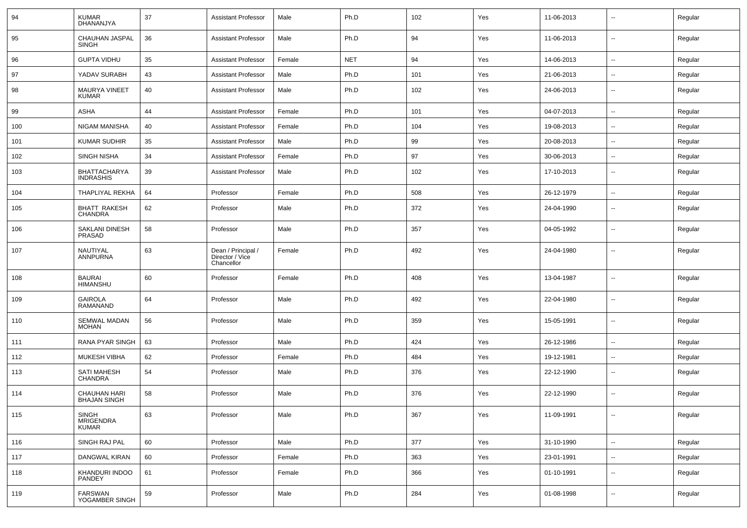| 94 | KUMAR DHANANJYA | 37 | Assistant Professor | Male | Ph.D | 102 | Yes | 11-06-2013 | -- | Regular |
|---|---|---|---|---|---|---|---|---|---|---|
| 95 | CHAUHAN JASPAL SINGH | 36 | Assistant Professor | Male | Ph.D | 94 | Yes | 11-06-2013 | -- | Regular |
| 96 | GUPTA VIDHU | 35 | Assistant Professor | Female | NET | 94 | Yes | 14-06-2013 | -- | Regular |
| 97 | YADAV SURABH | 43 | Assistant Professor | Male | Ph.D | 101 | Yes | 21-06-2013 | -- | Regular |
| 98 | MAURYA VINEET KUMAR | 40 | Assistant Professor | Male | Ph.D | 102 | Yes | 24-06-2013 | -- | Regular |
| 99 | ASHA | 44 | Assistant Professor | Female | Ph.D | 101 | Yes | 04-07-2013 | -- | Regular |
| 100 | NIGAM MANISHA | 40 | Assistant Professor | Female | Ph.D | 104 | Yes | 19-08-2013 | -- | Regular |
| 101 | KUMAR SUDHIR | 35 | Assistant Professor | Male | Ph.D | 99 | Yes | 20-08-2013 | -- | Regular |
| 102 | SINGH NISHA | 34 | Assistant Professor | Female | Ph.D | 97 | Yes | 30-06-2013 | -- | Regular |
| 103 | BHATTACHARYA INDRASHIS | 39 | Assistant Professor | Male | Ph.D | 102 | Yes | 17-10-2013 | -- | Regular |
| 104 | THAPLIYAL REKHA | 64 | Professor | Female | Ph.D | 508 | Yes | 26-12-1979 | -- | Regular |
| 105 | BHATT RAKESH CHANDRA | 62 | Professor | Male | Ph.D | 372 | Yes | 24-04-1990 | -- | Regular |
| 106 | SAKLANI DINESH PRASAD | 58 | Professor | Male | Ph.D | 357 | Yes | 04-05-1992 | -- | Regular |
| 107 | NAUTIYAL ANNPURNA | 63 | Dean / Principal / Director / Vice Chancellor | Female | Ph.D | 492 | Yes | 24-04-1980 | -- | Regular |
| 108 | BAURAI HIMANSHU | 60 | Professor | Female | Ph.D | 408 | Yes | 13-04-1987 | -- | Regular |
| 109 | GAIROLA RAMANAND | 64 | Professor | Male | Ph.D | 492 | Yes | 22-04-1980 | -- | Regular |
| 110 | SEMWAL MADAN MOHAN | 56 | Professor | Male | Ph.D | 359 | Yes | 15-05-1991 | -- | Regular |
| 111 | RANA PYAR SINGH | 63 | Professor | Male | Ph.D | 424 | Yes | 26-12-1986 | -- | Regular |
| 112 | MUKESH VIBHA | 62 | Professor | Female | Ph.D | 484 | Yes | 19-12-1981 | -- | Regular |
| 113 | SATI MAHESH CHANDRA | 54 | Professor | Male | Ph.D | 376 | Yes | 22-12-1990 | -- | Regular |
| 114 | CHAUHAN HARI BHAJAN SINGH | 58 | Professor | Male | Ph.D | 376 | Yes | 22-12-1990 | -- | Regular |
| 115 | SINGH MRIGENDRA KUMAR | 63 | Professor | Male | Ph.D | 367 | Yes | 11-09-1991 | -- | Regular |
| 116 | SINGH RAJ PAL | 60 | Professor | Male | Ph.D | 377 | Yes | 31-10-1990 | -- | Regular |
| 117 | DANGWAL KIRAN | 60 | Professor | Female | Ph.D | 363 | Yes | 23-01-1991 | -- | Regular |
| 118 | KHANDURI INDOO PANDEY | 61 | Professor | Female | Ph.D | 366 | Yes | 01-10-1991 | -- | Regular |
| 119 | FARSWAN YOGAMBER SINGH | 59 | Professor | Male | Ph.D | 284 | Yes | 01-08-1998 | -- | Regular |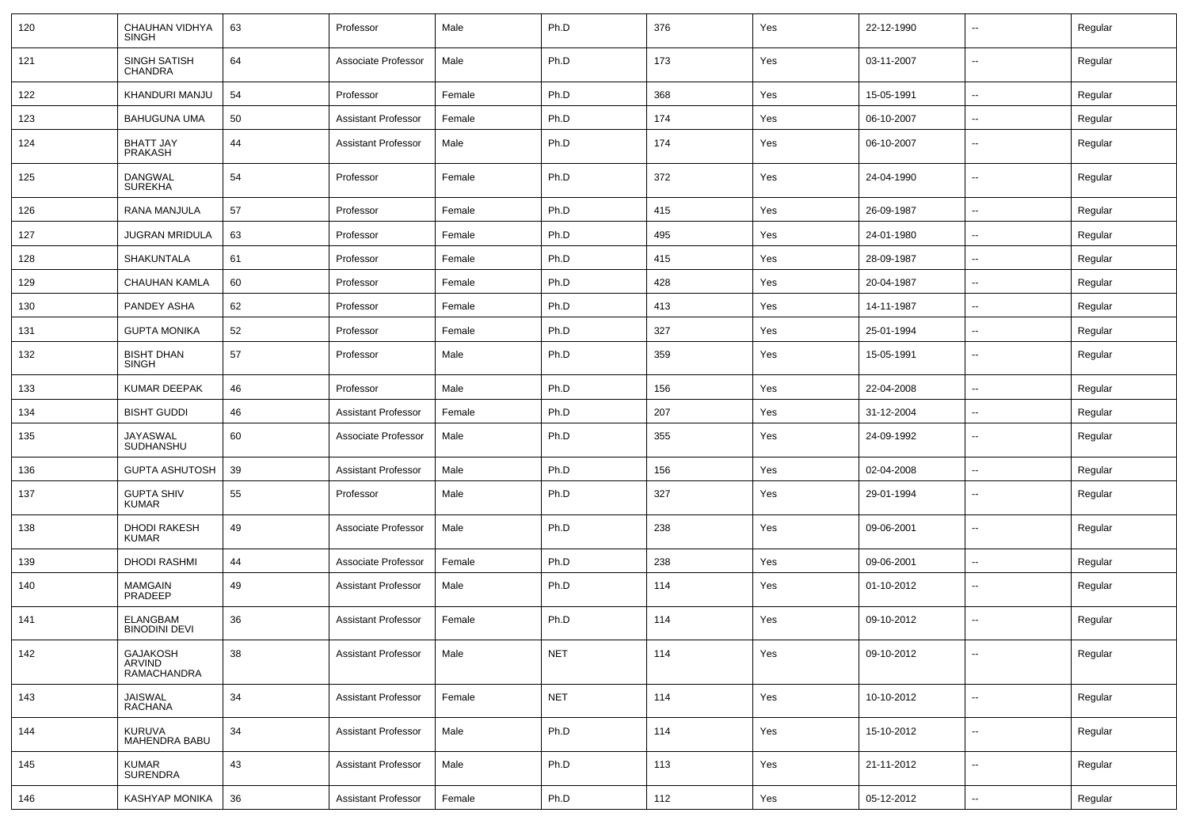| 120 | CHAUHAN VIDHYA SINGH | 63 | Professor | Male | Ph.D | 376 | Yes | 22-12-1990 | -- | Regular |
|---|---|---|---|---|---|---|---|---|---|---|
| 121 | SINGH SATISH CHANDRA | 64 | Associate Professor | Male | Ph.D | 173 | Yes | 03-11-2007 | -- | Regular |
| 122 | KHANDURI MANJU | 54 | Professor | Female | Ph.D | 368 | Yes | 15-05-1991 | -- | Regular |
| 123 | BAHUGUNA UMA | 50 | Assistant Professor | Female | Ph.D | 174 | Yes | 06-10-2007 | -- | Regular |
| 124 | BHATT JAY PRAKASH | 44 | Assistant Professor | Male | Ph.D | 174 | Yes | 06-10-2007 | -- | Regular |
| 125 | DANGWAL SUREKHA | 54 | Professor | Female | Ph.D | 372 | Yes | 24-04-1990 | -- | Regular |
| 126 | RANA MANJULA | 57 | Professor | Female | Ph.D | 415 | Yes | 26-09-1987 | -- | Regular |
| 127 | JUGRAN MRIDULA | 63 | Professor | Female | Ph.D | 495 | Yes | 24-01-1980 | -- | Regular |
| 128 | SHAKUNTALA | 61 | Professor | Female | Ph.D | 415 | Yes | 28-09-1987 | -- | Regular |
| 129 | CHAUHAN KAMLA | 60 | Professor | Female | Ph.D | 428 | Yes | 20-04-1987 | -- | Regular |
| 130 | PANDEY ASHA | 62 | Professor | Female | Ph.D | 413 | Yes | 14-11-1987 | -- | Regular |
| 131 | GUPTA MONIKA | 52 | Professor | Female | Ph.D | 327 | Yes | 25-01-1994 | -- | Regular |
| 132 | BISHT DHAN SINGH | 57 | Professor | Male | Ph.D | 359 | Yes | 15-05-1991 | -- | Regular |
| 133 | KUMAR DEEPAK | 46 | Professor | Male | Ph.D | 156 | Yes | 22-04-2008 | -- | Regular |
| 134 | BISHT GUDDI | 46 | Assistant Professor | Female | Ph.D | 207 | Yes | 31-12-2004 | -- | Regular |
| 135 | JAYASWAL SUDHANSHU | 60 | Associate Professor | Male | Ph.D | 355 | Yes | 24-09-1992 | -- | Regular |
| 136 | GUPTA ASHUTOSH | 39 | Assistant Professor | Male | Ph.D | 156 | Yes | 02-04-2008 | -- | Regular |
| 137 | GUPTA SHIV KUMAR | 55 | Professor | Male | Ph.D | 327 | Yes | 29-01-1994 | -- | Regular |
| 138 | DHODI RAKESH KUMAR | 49 | Associate Professor | Male | Ph.D | 238 | Yes | 09-06-2001 | -- | Regular |
| 139 | DHODI RASHMI | 44 | Associate Professor | Female | Ph.D | 238 | Yes | 09-06-2001 | -- | Regular |
| 140 | MAMGAIN PRADEEP | 49 | Assistant Professor | Male | Ph.D | 114 | Yes | 01-10-2012 | -- | Regular |
| 141 | ELANGBAM BINODINI DEVI | 36 | Assistant Professor | Female | Ph.D | 114 | Yes | 09-10-2012 | -- | Regular |
| 142 | GAJAKOSH ARVIND RAMACHANDRA | 38 | Assistant Professor | Male | NET | 114 | Yes | 09-10-2012 | -- | Regular |
| 143 | JAISWAL RACHANA | 34 | Assistant Professor | Female | NET | 114 | Yes | 10-10-2012 | -- | Regular |
| 144 | KURUVA MAHENDRA BABU | 34 | Assistant Professor | Male | Ph.D | 114 | Yes | 15-10-2012 | -- | Regular |
| 145 | KUMAR SURENDRA | 43 | Assistant Professor | Male | Ph.D | 113 | Yes | 21-11-2012 | -- | Regular |
| 146 | KASHYAP MONIKA | 36 | Assistant Professor | Female | Ph.D | 112 | Yes | 05-12-2012 | -- | Regular |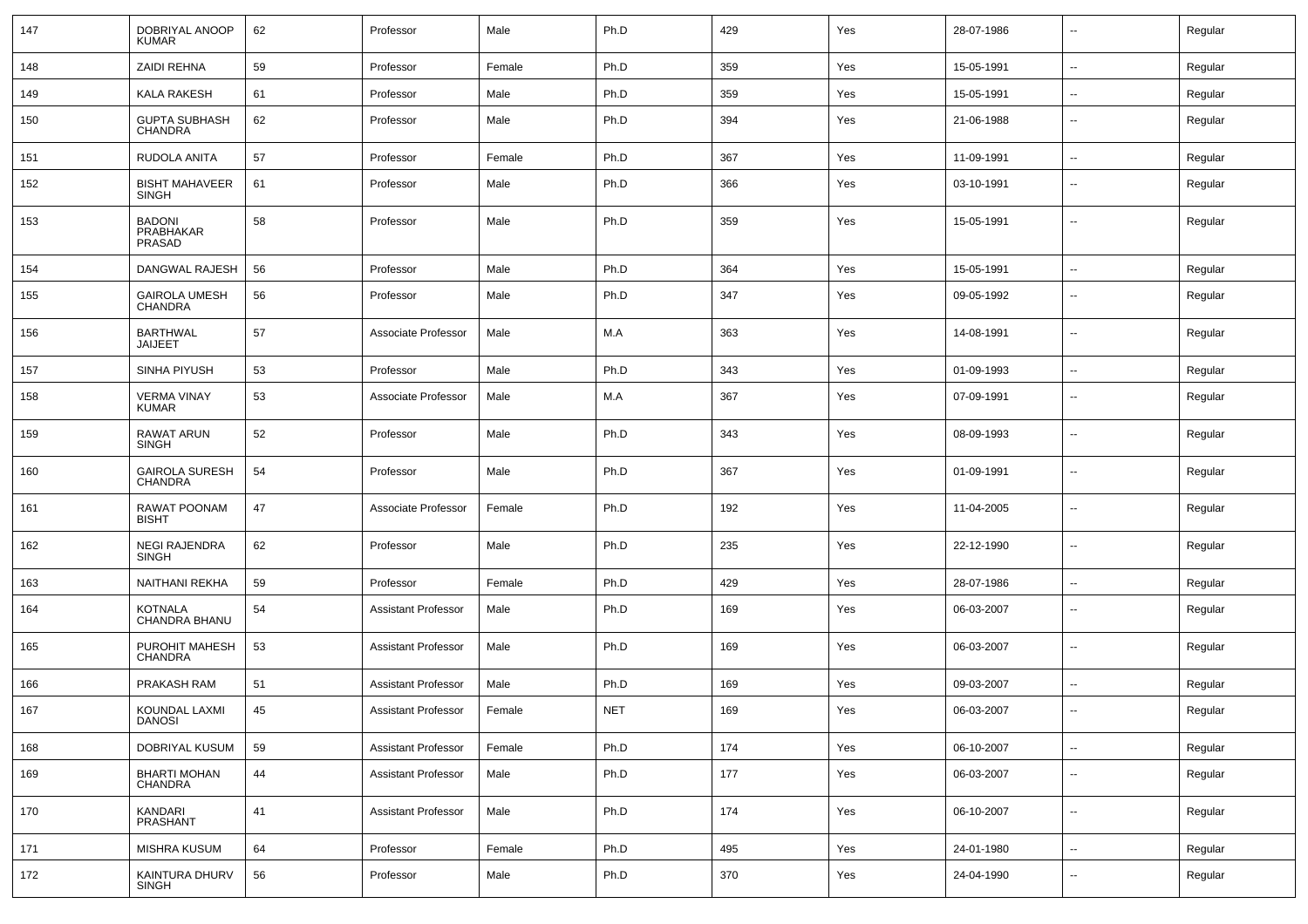| 147 | DOBRIYAL ANOOP KUMAR | 62 | Professor | Male | Ph.D | 429 | Yes | 28-07-1986 | -- | Regular |
|---|---|---|---|---|---|---|---|---|---|---|
| 148 | ZAIDI REHNA | 59 | Professor | Female | Ph.D | 359 | Yes | 15-05-1991 | -- | Regular |
| 149 | KALA RAKESH | 61 | Professor | Male | Ph.D | 359 | Yes | 15-05-1991 | -- | Regular |
| 150 | GUPTA SUBHASH CHANDRA | 62 | Professor | Male | Ph.D | 394 | Yes | 21-06-1988 | -- | Regular |
| 151 | RUDOLA ANITA | 57 | Professor | Female | Ph.D | 367 | Yes | 11-09-1991 | -- | Regular |
| 152 | BISHT MAHAVEER SINGH | 61 | Professor | Male | Ph.D | 366 | Yes | 03-10-1991 | -- | Regular |
| 153 | BADONI PRABHAKAR PRASAD | 58 | Professor | Male | Ph.D | 359 | Yes | 15-05-1991 | -- | Regular |
| 154 | DANGWAL RAJESH | 56 | Professor | Male | Ph.D | 364 | Yes | 15-05-1991 | -- | Regular |
| 155 | GAIROLA UMESH CHANDRA | 56 | Professor | Male | Ph.D | 347 | Yes | 09-05-1992 | -- | Regular |
| 156 | BARTHWAL JAIJEET | 57 | Associate Professor | Male | M.A | 363 | Yes | 14-08-1991 | -- | Regular |
| 157 | SINHA PIYUSH | 53 | Professor | Male | Ph.D | 343 | Yes | 01-09-1993 | -- | Regular |
| 158 | VERMA VINAY KUMAR | 53 | Associate Professor | Male | M.A | 367 | Yes | 07-09-1991 | -- | Regular |
| 159 | RAWAT ARUN SINGH | 52 | Professor | Male | Ph.D | 343 | Yes | 08-09-1993 | -- | Regular |
| 160 | GAIROLA SURESH CHANDRA | 54 | Professor | Male | Ph.D | 367 | Yes | 01-09-1991 | -- | Regular |
| 161 | RAWAT POONAM BISHT | 47 | Associate Professor | Female | Ph.D | 192 | Yes | 11-04-2005 | -- | Regular |
| 162 | NEGI RAJENDRA SINGH | 62 | Professor | Male | Ph.D | 235 | Yes | 22-12-1990 | -- | Regular |
| 163 | NAITHANI REKHA | 59 | Professor | Female | Ph.D | 429 | Yes | 28-07-1986 | -- | Regular |
| 164 | KOTNALA CHANDRA BHANU | 54 | Assistant Professor | Male | Ph.D | 169 | Yes | 06-03-2007 | -- | Regular |
| 165 | PUROHIT MAHESH CHANDRA | 53 | Assistant Professor | Male | Ph.D | 169 | Yes | 06-03-2007 | -- | Regular |
| 166 | PRAKASH RAM | 51 | Assistant Professor | Male | Ph.D | 169 | Yes | 09-03-2007 | -- | Regular |
| 167 | KOUNDAL LAXMI DANOSI | 45 | Assistant Professor | Female | NET | 169 | Yes | 06-03-2007 | -- | Regular |
| 168 | DOBRIYAL KUSUM | 59 | Assistant Professor | Female | Ph.D | 174 | Yes | 06-10-2007 | -- | Regular |
| 169 | BHARTI MOHAN CHANDRA | 44 | Assistant Professor | Male | Ph.D | 177 | Yes | 06-03-2007 | -- | Regular |
| 170 | KANDARI PRASHANT | 41 | Assistant Professor | Male | Ph.D | 174 | Yes | 06-10-2007 | -- | Regular |
| 171 | MISHRA KUSUM | 64 | Professor | Female | Ph.D | 495 | Yes | 24-01-1980 | -- | Regular |
| 172 | KAINTURA DHURV SINGH | 56 | Professor | Male | Ph.D | 370 | Yes | 24-04-1990 | -- | Regular |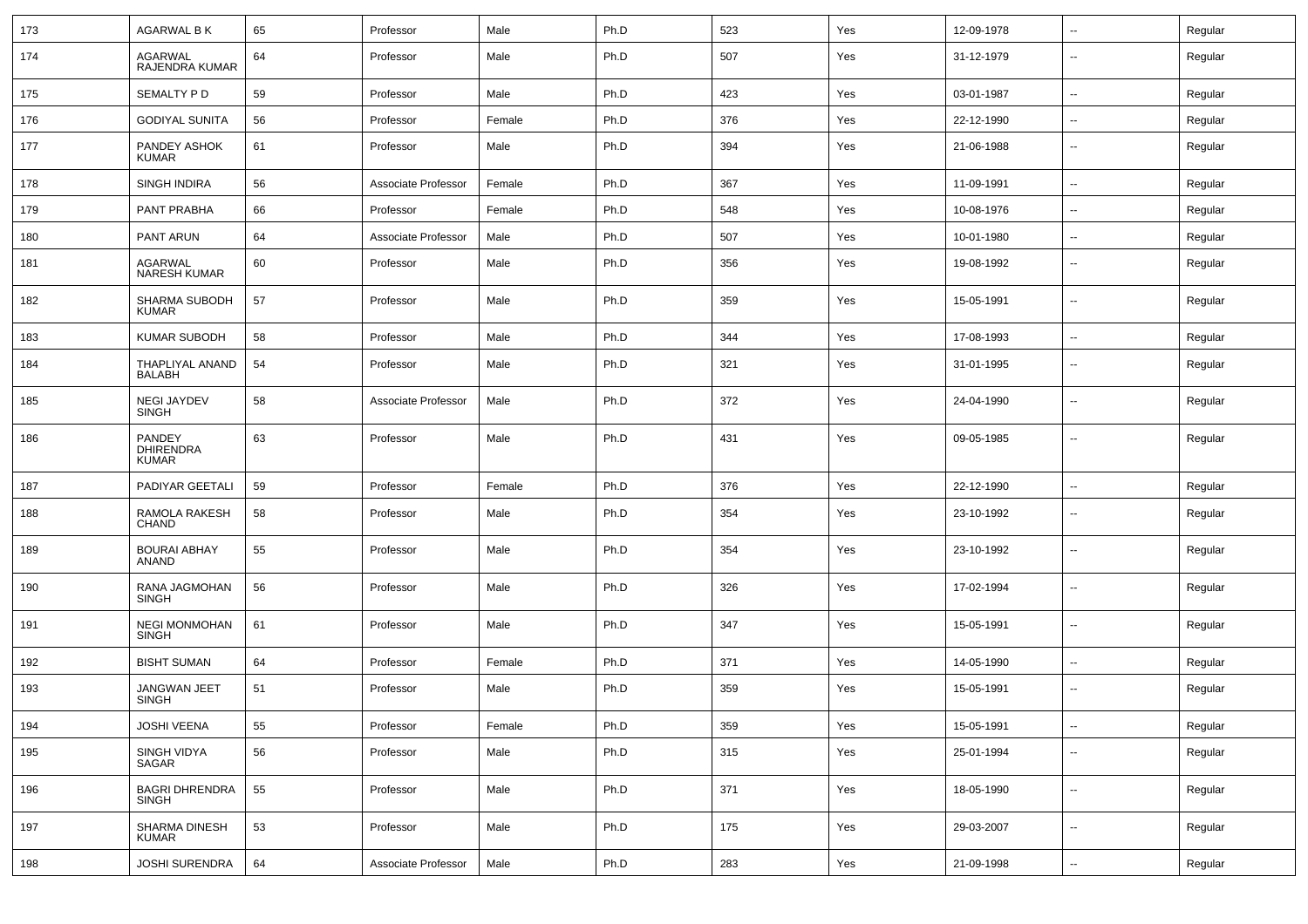| 173 | AGARWAL B K | 65 | Professor | Male | Ph.D | 523 | Yes | 12-09-1978 | -- | Regular |
|---|---|---|---|---|---|---|---|---|---|---|
| 174 | AGARWAL RAJENDRA KUMAR | 64 | Professor | Male | Ph.D | 507 | Yes | 31-12-1979 | -- | Regular |
| 175 | SEMALTY P D | 59 | Professor | Male | Ph.D | 423 | Yes | 03-01-1987 | -- | Regular |
| 176 | GODIYAL SUNITA | 56 | Professor | Female | Ph.D | 376 | Yes | 22-12-1990 | -- | Regular |
| 177 | PANDEY ASHOK KUMAR | 61 | Professor | Male | Ph.D | 394 | Yes | 21-06-1988 | -- | Regular |
| 178 | SINGH INDIRA | 56 | Associate Professor | Female | Ph.D | 367 | Yes | 11-09-1991 | -- | Regular |
| 179 | PANT PRABHA | 66 | Professor | Female | Ph.D | 548 | Yes | 10-08-1976 | -- | Regular |
| 180 | PANT ARUN | 64 | Associate Professor | Male | Ph.D | 507 | Yes | 10-01-1980 | -- | Regular |
| 181 | AGARWAL NARESH KUMAR | 60 | Professor | Male | Ph.D | 356 | Yes | 19-08-1992 | -- | Regular |
| 182 | SHARMA SUBODH KUMAR | 57 | Professor | Male | Ph.D | 359 | Yes | 15-05-1991 | -- | Regular |
| 183 | KUMAR SUBODH | 58 | Professor | Male | Ph.D | 344 | Yes | 17-08-1993 | -- | Regular |
| 184 | THAPLIYAL ANAND BALABH | 54 | Professor | Male | Ph.D | 321 | Yes | 31-01-1995 | -- | Regular |
| 185 | NEGI JAYDEV SINGH | 58 | Associate Professor | Male | Ph.D | 372 | Yes | 24-04-1990 | -- | Regular |
| 186 | PANDEY DHIRENDRA KUMAR | 63 | Professor | Male | Ph.D | 431 | Yes | 09-05-1985 | -- | Regular |
| 187 | PADIYAR GEETALI | 59 | Professor | Female | Ph.D | 376 | Yes | 22-12-1990 | -- | Regular |
| 188 | RAMOLA RAKESH CHAND | 58 | Professor | Male | Ph.D | 354 | Yes | 23-10-1992 | -- | Regular |
| 189 | BOURAI ABHAY ANAND | 55 | Professor | Male | Ph.D | 354 | Yes | 23-10-1992 | -- | Regular |
| 190 | RANA JAGMOHAN SINGH | 56 | Professor | Male | Ph.D | 326 | Yes | 17-02-1994 | -- | Regular |
| 191 | NEGI MONMOHAN SINGH | 61 | Professor | Male | Ph.D | 347 | Yes | 15-05-1991 | -- | Regular |
| 192 | BISHT SUMAN | 64 | Professor | Female | Ph.D | 371 | Yes | 14-05-1990 | -- | Regular |
| 193 | JANGWAN JEET SINGH | 51 | Professor | Male | Ph.D | 359 | Yes | 15-05-1991 | -- | Regular |
| 194 | JOSHI VEENA | 55 | Professor | Female | Ph.D | 359 | Yes | 15-05-1991 | -- | Regular |
| 195 | SINGH VIDYA SAGAR | 56 | Professor | Male | Ph.D | 315 | Yes | 25-01-1994 | -- | Regular |
| 196 | BAGRI DHRENDRA SINGH | 55 | Professor | Male | Ph.D | 371 | Yes | 18-05-1990 | -- | Regular |
| 197 | SHARMA DINESH KUMAR | 53 | Professor | Male | Ph.D | 175 | Yes | 29-03-2007 | -- | Regular |
| 198 | JOSHI SURENDRA | 64 | Associate Professor | Male | Ph.D | 283 | Yes | 21-09-1998 | -- | Regular |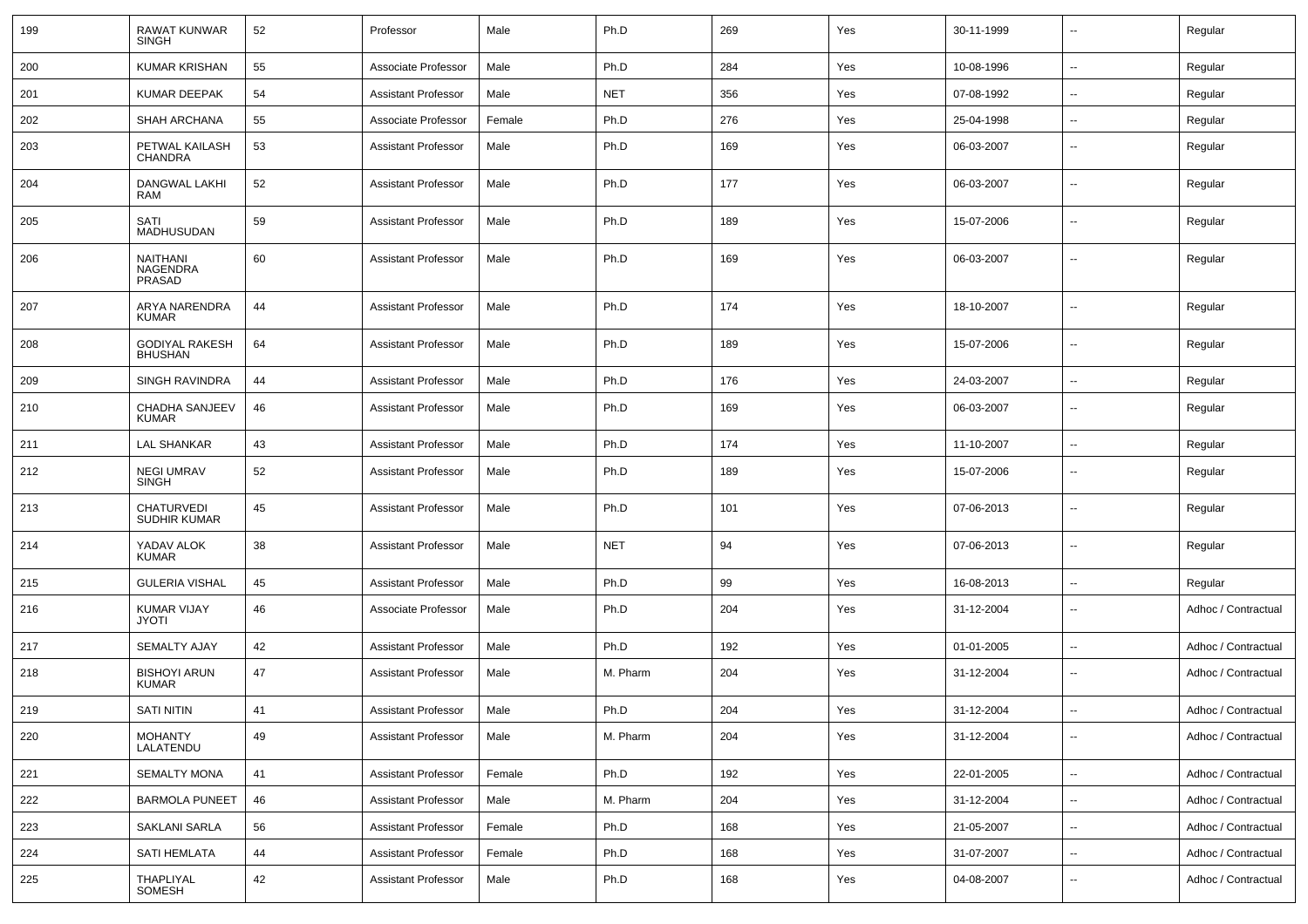| 199 | RAWAT KUNWAR SINGH | 52 | Professor | Male | Ph.D | 269 | Yes | 30-11-1999 | -- | Regular |
|---|---|---|---|---|---|---|---|---|---|---|
| 200 | KUMAR KRISHAN | 55 | Associate Professor | Male | Ph.D | 284 | Yes | 10-08-1996 | -- | Regular |
| 201 | KUMAR DEEPAK | 54 | Assistant Professor | Male | NET | 356 | Yes | 07-08-1992 | -- | Regular |
| 202 | SHAH ARCHANA | 55 | Associate Professor | Female | Ph.D | 276 | Yes | 25-04-1998 | -- | Regular |
| 203 | PETWAL KAILASH CHANDRA | 53 | Assistant Professor | Male | Ph.D | 169 | Yes | 06-03-2007 | -- | Regular |
| 204 | DANGWAL LAKHI RAM | 52 | Assistant Professor | Male | Ph.D | 177 | Yes | 06-03-2007 | -- | Regular |
| 205 | SATI MADHUSUDAN | 59 | Assistant Professor | Male | Ph.D | 189 | Yes | 15-07-2006 | -- | Regular |
| 206 | NAITHANI NAGENDRA PRASAD | 60 | Assistant Professor | Male | Ph.D | 169 | Yes | 06-03-2007 | -- | Regular |
| 207 | ARYA NARENDRA KUMAR | 44 | Assistant Professor | Male | Ph.D | 174 | Yes | 18-10-2007 | -- | Regular |
| 208 | GODIYAL RAKESH BHUSHAN | 64 | Assistant Professor | Male | Ph.D | 189 | Yes | 15-07-2006 | -- | Regular |
| 209 | SINGH RAVINDRA | 44 | Assistant Professor | Male | Ph.D | 176 | Yes | 24-03-2007 | -- | Regular |
| 210 | CHADHA SANJEEV KUMAR | 46 | Assistant Professor | Male | Ph.D | 169 | Yes | 06-03-2007 | -- | Regular |
| 211 | LAL SHANKAR | 43 | Assistant Professor | Male | Ph.D | 174 | Yes | 11-10-2007 | -- | Regular |
| 212 | NEGI UMRAV SINGH | 52 | Assistant Professor | Male | Ph.D | 189 | Yes | 15-07-2006 | -- | Regular |
| 213 | CHATURVEDI SUDHIR KUMAR | 45 | Assistant Professor | Male | Ph.D | 101 | Yes | 07-06-2013 | -- | Regular |
| 214 | YADAV ALOK KUMAR | 38 | Assistant Professor | Male | NET | 94 | Yes | 07-06-2013 | -- | Regular |
| 215 | GULERIA VISHAL | 45 | Assistant Professor | Male | Ph.D | 99 | Yes | 16-08-2013 | -- | Regular |
| 216 | KUMAR VIJAY JYOTI | 46 | Associate Professor | Male | Ph.D | 204 | Yes | 31-12-2004 | -- | Adhoc / Contractual |
| 217 | SEMALTY AJAY | 42 | Assistant Professor | Male | Ph.D | 192 | Yes | 01-01-2005 | -- | Adhoc / Contractual |
| 218 | BISHOYI ARUN KUMAR | 47 | Assistant Professor | Male | M. Pharm | 204 | Yes | 31-12-2004 | -- | Adhoc / Contractual |
| 219 | SATI NITIN | 41 | Assistant Professor | Male | Ph.D | 204 | Yes | 31-12-2004 | -- | Adhoc / Contractual |
| 220 | MOHANTY LALATENDU | 49 | Assistant Professor | Male | M. Pharm | 204 | Yes | 31-12-2004 | -- | Adhoc / Contractual |
| 221 | SEMALTY MONA | 41 | Assistant Professor | Female | Ph.D | 192 | Yes | 22-01-2005 | -- | Adhoc / Contractual |
| 222 | BARMOLA PUNEET | 46 | Assistant Professor | Male | M. Pharm | 204 | Yes | 31-12-2004 | -- | Adhoc / Contractual |
| 223 | SAKLANI SARLA | 56 | Assistant Professor | Female | Ph.D | 168 | Yes | 21-05-2007 | -- | Adhoc / Contractual |
| 224 | SATI HEMLATA | 44 | Assistant Professor | Female | Ph.D | 168 | Yes | 31-07-2007 | -- | Adhoc / Contractual |
| 225 | THAPLIYAL SOMESH | 42 | Assistant Professor | Male | Ph.D | 168 | Yes | 04-08-2007 | -- | Adhoc / Contractual |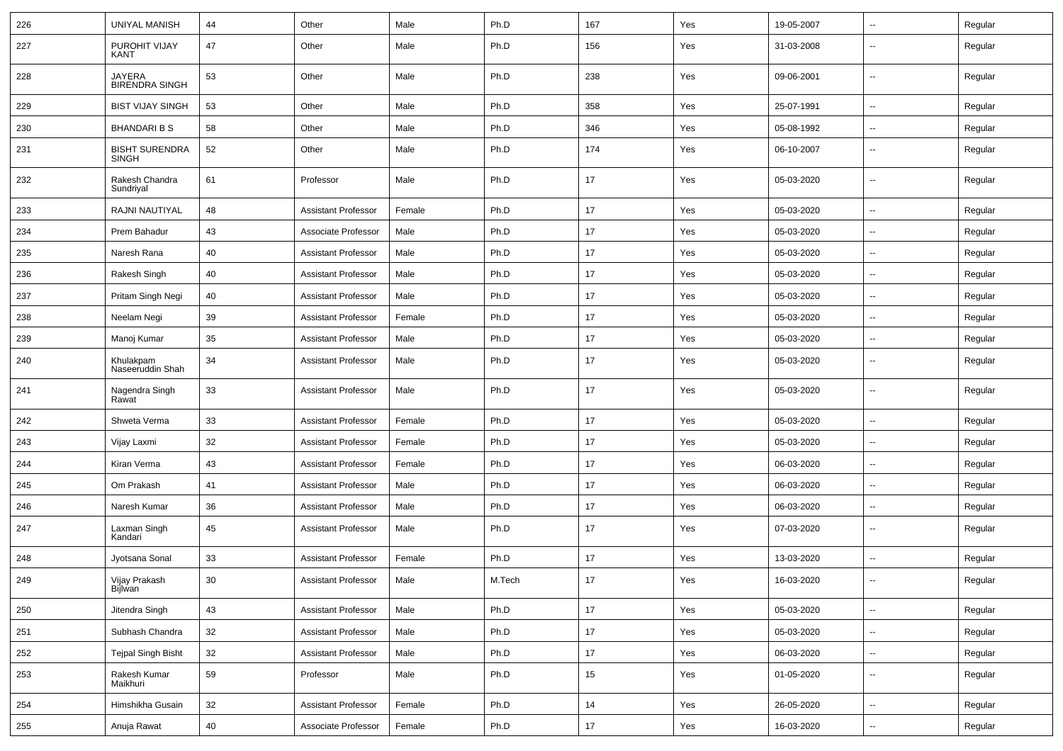| 226 | UNIYAL MANISH | 44 | Other | Male | Ph.D | 167 | Yes | 19-05-2007 | -- | Regular |
|---|---|---|---|---|---|---|---|---|---|---|
| 227 | PUROHIT VIJAY KANT | 47 | Other | Male | Ph.D | 156 | Yes | 31-03-2008 | -- | Regular |
| 228 | JAYERA BIRENDRA SINGH | 53 | Other | Male | Ph.D | 238 | Yes | 09-06-2001 | -- | Regular |
| 229 | BIST VIJAY SINGH | 53 | Other | Male | Ph.D | 358 | Yes | 25-07-1991 | -- | Regular |
| 230 | BHANDARI B S | 58 | Other | Male | Ph.D | 346 | Yes | 05-08-1992 | -- | Regular |
| 231 | BISHT SURENDRA SINGH | 52 | Other | Male | Ph.D | 174 | Yes | 06-10-2007 | -- | Regular |
| 232 | Rakesh Chandra Sundriyal | 61 | Professor | Male | Ph.D | 17 | Yes | 05-03-2020 | -- | Regular |
| 233 | RAJNI NAUTIYAL | 48 | Assistant Professor | Female | Ph.D | 17 | Yes | 05-03-2020 | -- | Regular |
| 234 | Prem Bahadur | 43 | Associate Professor | Male | Ph.D | 17 | Yes | 05-03-2020 | -- | Regular |
| 235 | Naresh Rana | 40 | Assistant Professor | Male | Ph.D | 17 | Yes | 05-03-2020 | -- | Regular |
| 236 | Rakesh Singh | 40 | Assistant Professor | Male | Ph.D | 17 | Yes | 05-03-2020 | -- | Regular |
| 237 | Pritam Singh Negi | 40 | Assistant Professor | Male | Ph.D | 17 | Yes | 05-03-2020 | -- | Regular |
| 238 | Neelam Negi | 39 | Assistant Professor | Female | Ph.D | 17 | Yes | 05-03-2020 | -- | Regular |
| 239 | Manoj Kumar | 35 | Assistant Professor | Male | Ph.D | 17 | Yes | 05-03-2020 | -- | Regular |
| 240 | Khulakpam Naseeruddin Shah | 34 | Assistant Professor | Male | Ph.D | 17 | Yes | 05-03-2020 | -- | Regular |
| 241 | Nagendra Singh Rawat | 33 | Assistant Professor | Male | Ph.D | 17 | Yes | 05-03-2020 | -- | Regular |
| 242 | Shweta Verma | 33 | Assistant Professor | Female | Ph.D | 17 | Yes | 05-03-2020 | -- | Regular |
| 243 | Vijay Laxmi | 32 | Assistant Professor | Female | Ph.D | 17 | Yes | 05-03-2020 | -- | Regular |
| 244 | Kiran Verma | 43 | Assistant Professor | Female | Ph.D | 17 | Yes | 06-03-2020 | -- | Regular |
| 245 | Om Prakash | 41 | Assistant Professor | Male | Ph.D | 17 | Yes | 06-03-2020 | -- | Regular |
| 246 | Naresh Kumar | 36 | Assistant Professor | Male | Ph.D | 17 | Yes | 06-03-2020 | -- | Regular |
| 247 | Laxman Singh Kandari | 45 | Assistant Professor | Male | Ph.D | 17 | Yes | 07-03-2020 | -- | Regular |
| 248 | Jyotsana Sonal | 33 | Assistant Professor | Female | Ph.D | 17 | Yes | 13-03-2020 | -- | Regular |
| 249 | Vijay Prakash Bijlwan | 30 | Assistant Professor | Male | M.Tech | 17 | Yes | 16-03-2020 | -- | Regular |
| 250 | Jitendra Singh | 43 | Assistant Professor | Male | Ph.D | 17 | Yes | 05-03-2020 | -- | Regular |
| 251 | Subhash Chandra | 32 | Assistant Professor | Male | Ph.D | 17 | Yes | 05-03-2020 | -- | Regular |
| 252 | Tejpal Singh Bisht | 32 | Assistant Professor | Male | Ph.D | 17 | Yes | 06-03-2020 | -- | Regular |
| 253 | Rakesh Kumar Maikhuri | 59 | Professor | Male | Ph.D | 15 | Yes | 01-05-2020 | -- | Regular |
| 254 | Himshikha Gusain | 32 | Assistant Professor | Female | Ph.D | 14 | Yes | 26-05-2020 | -- | Regular |
| 255 | Anuja Rawat | 40 | Associate Professor | Female | Ph.D | 17 | Yes | 16-03-2020 | -- | Regular |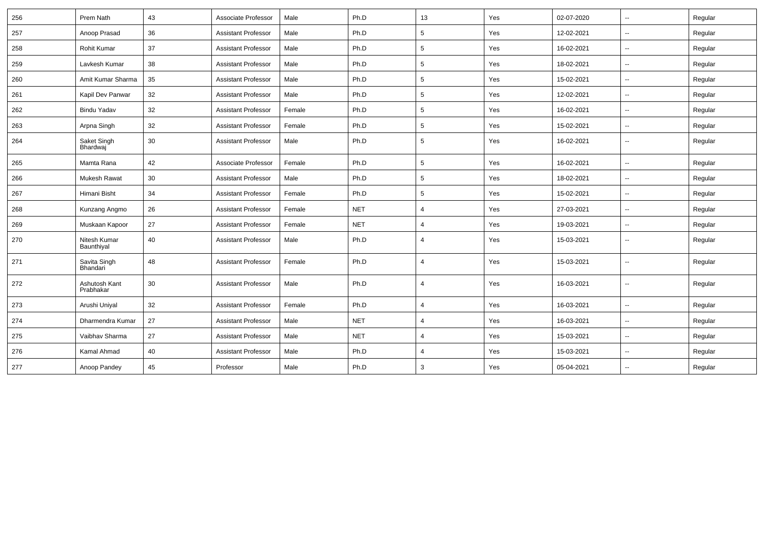| | | | | | | | | | | |
|---|---|---|---|---|---|---|---|---|---|---|
| 256 | Prem Nath | 43 | Associate Professor | Male | Ph.D | 13 | Yes | 02-07-2020 | -- | Regular |
| 257 | Anoop Prasad | 36 | Assistant Professor | Male | Ph.D | 5 | Yes | 12-02-2021 | -- | Regular |
| 258 | Rohit Kumar | 37 | Assistant Professor | Male | Ph.D | 5 | Yes | 16-02-2021 | -- | Regular |
| 259 | Lavkesh Kumar | 38 | Assistant Professor | Male | Ph.D | 5 | Yes | 18-02-2021 | -- | Regular |
| 260 | Amit Kumar Sharma | 35 | Assistant Professor | Male | Ph.D | 5 | Yes | 15-02-2021 | -- | Regular |
| 261 | Kapil Dev Panwar | 32 | Assistant Professor | Male | Ph.D | 5 | Yes | 12-02-2021 | -- | Regular |
| 262 | Bindu Yadav | 32 | Assistant Professor | Female | Ph.D | 5 | Yes | 16-02-2021 | -- | Regular |
| 263 | Arpna Singh | 32 | Assistant Professor | Female | Ph.D | 5 | Yes | 15-02-2021 | -- | Regular |
| 264 | Saket Singh Bhardwaj | 30 | Assistant Professor | Male | Ph.D | 5 | Yes | 16-02-2021 | -- | Regular |
| 265 | Mamta Rana | 42 | Associate Professor | Female | Ph.D | 5 | Yes | 16-02-2021 | -- | Regular |
| 266 | Mukesh Rawat | 30 | Assistant Professor | Male | Ph.D | 5 | Yes | 18-02-2021 | -- | Regular |
| 267 | Himani Bisht | 34 | Assistant Professor | Female | Ph.D | 5 | Yes | 15-02-2021 | -- | Regular |
| 268 | Kunzang Angmo | 26 | Assistant Professor | Female | NET | 4 | Yes | 27-03-2021 | -- | Regular |
| 269 | Muskaan Kapoor | 27 | Assistant Professor | Female | NET | 4 | Yes | 19-03-2021 | -- | Regular |
| 270 | Nitesh Kumar Baunthiyal | 40 | Assistant Professor | Male | Ph.D | 4 | Yes | 15-03-2021 | -- | Regular |
| 271 | Savita Singh Bhandari | 48 | Assistant Professor | Female | Ph.D | 4 | Yes | 15-03-2021 | -- | Regular |
| 272 | Ashutosh Kant Prabhakar | 30 | Assistant Professor | Male | Ph.D | 4 | Yes | 16-03-2021 | -- | Regular |
| 273 | Arushi Uniyal | 32 | Assistant Professor | Female | Ph.D | 4 | Yes | 16-03-2021 | -- | Regular |
| 274 | Dharmendra Kumar | 27 | Assistant Professor | Male | NET | 4 | Yes | 16-03-2021 | -- | Regular |
| 275 | Vaibhav Sharma | 27 | Assistant Professor | Male | NET | 4 | Yes | 15-03-2021 | -- | Regular |
| 276 | Kamal Ahmad | 40 | Assistant Professor | Male | Ph.D | 4 | Yes | 15-03-2021 | -- | Regular |
| 277 | Anoop Pandey | 45 | Professor | Male | Ph.D | 3 | Yes | 05-04-2021 | -- | Regular |